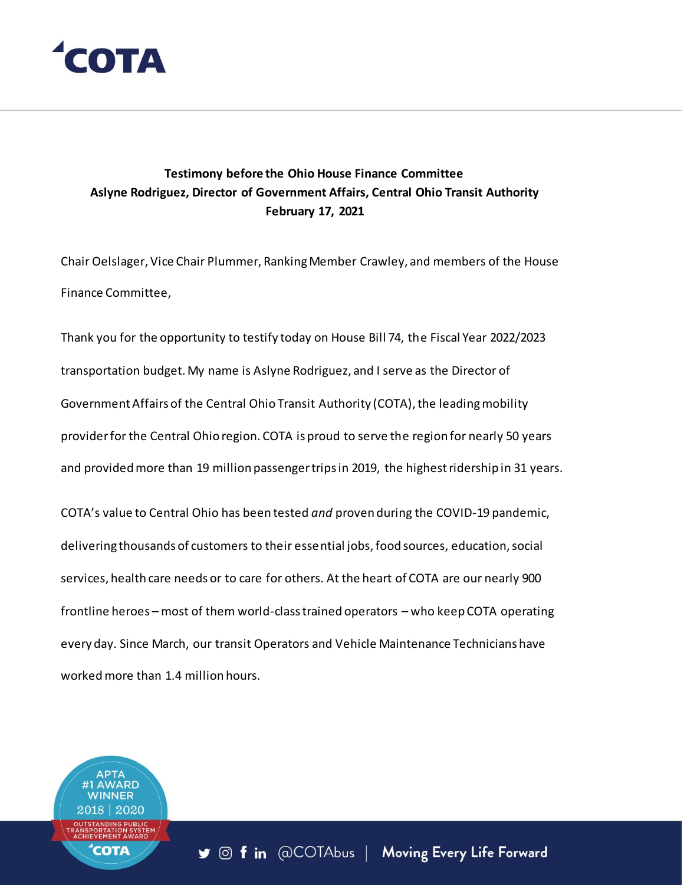**Testimony before the Ohio House Finance Committee**
**Aslyne Rodriguez, Director of Government Affairs, Central Ohio Transit Authority**
**February 17, 2021**

Chair Oelslager, Vice Chair Plummer, Ranking Member Crawley, and members of the House Finance Committee,

Thank you for the opportunity to testify today on House Bill 74, the Fiscal Year 2022/2023 transportation budget. My name is Aslyne Rodriguez, and I serve as the Director of Government Affairs of the Central Ohio Transit Authority (COTA), the leading mobility provider for the Central Ohio region. COTA is proud to serve the region for nearly 50 years and provided more than 19 million passenger trips in 2019, the highest ridership in 31 years.

COTA's value to Central Ohio has been tested *and* proven during the COVID-19 pandemic, delivering thousands of customers to their essential jobs, food sources, education, social services, health care needs or to care for others. At the heart of COTA are our nearly 900 frontline heroes – most of them world-class trained operators – who keep COTA operating every day. Since March, our transit Operators and Vehicle Maintenance Technicians have worked more than 1.4 million hours.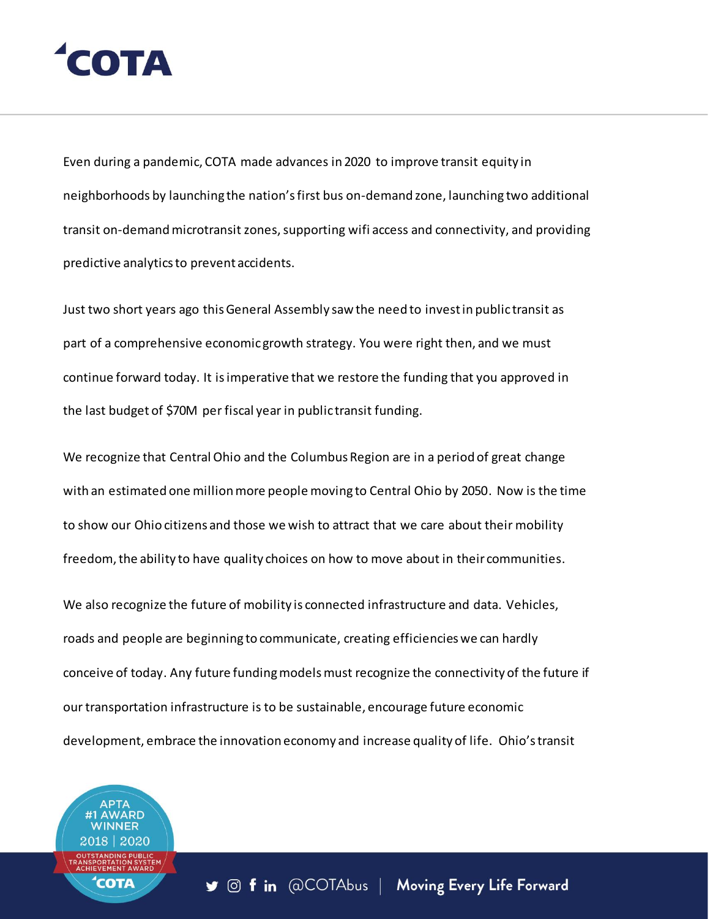Even during a pandemic, COTA made advances in 2020 to improve transit equity in neighborhoods by launching the nation's first bus on-demand zone, launching two additional transit on-demand microtransit zones, supporting wifi access and connectivity, and providing predictive analytics to prevent accidents.

Just two short years ago this General Assembly saw the need to invest in public transit as part of a comprehensive economic growth strategy. You were right then, and we must continue forward today. It is imperative that we restore the funding that you approved in the last budget of $70M per fiscal year in public transit funding.

We recognize that Central Ohio and the Columbus Region are in a period of great change with an estimated one million more people moving to Central Ohio by 2050. Now is the time to show our Ohio citizens and those we wish to attract that we care about their mobility freedom, the ability to have quality choices on how to move about in their communities.

We also recognize the future of mobility is connected infrastructure and data. Vehicles, roads and people are beginning to communicate, creating efficiencies we can hardly conceive of today. Any future funding models must recognize the connectivity of the future if our transportation infrastructure is to be sustainable, encourage future economic development, embrace the innovation economy and increase quality of life. Ohio's transit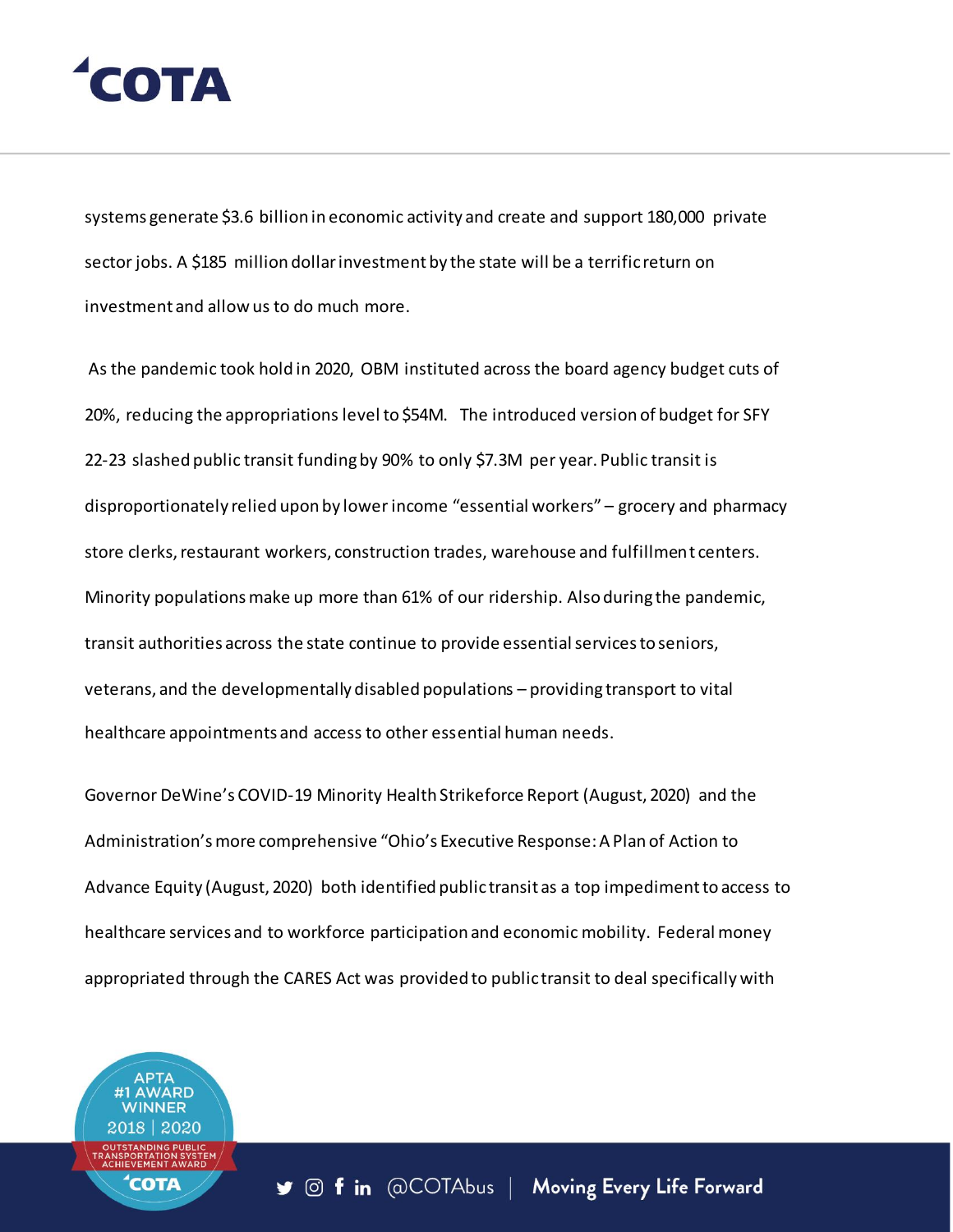systems generate $3.6 billion in economic activity and create and support 180,000 private sector jobs. A $185 million dollar investment by the state will be a terrific return on investment and allow us to do much more.

As the pandemic took hold in 2020, OBM instituted across the board agency budget cuts of 20%, reducing the appropriations level to $54M. The introduced version of budget for SFY 22-23 slashed public transit funding by 90% to only $7.3M per year. Public transit is disproportionately relied upon by lower income "essential workers" – grocery and pharmacy store clerks, restaurant workers, construction trades, warehouse and fulfillment centers. Minority populations make up more than 61% of our ridership. Also during the pandemic, transit authorities across the state continue to provide essential services to seniors, veterans, and the developmentally disabled populations – providing transport to vital healthcare appointments and access to other essential human needs.

Governor DeWine's COVID-19 Minority Health Strikeforce Report (August, 2020) and the Administration's more comprehensive "Ohio's Executive Response: A Plan of Action to Advance Equity (August, 2020) both identified public transit as a top impediment to access to healthcare services and to workforce participation and economic mobility. Federal money appropriated through the CARES Act was provided to public transit to deal specifically with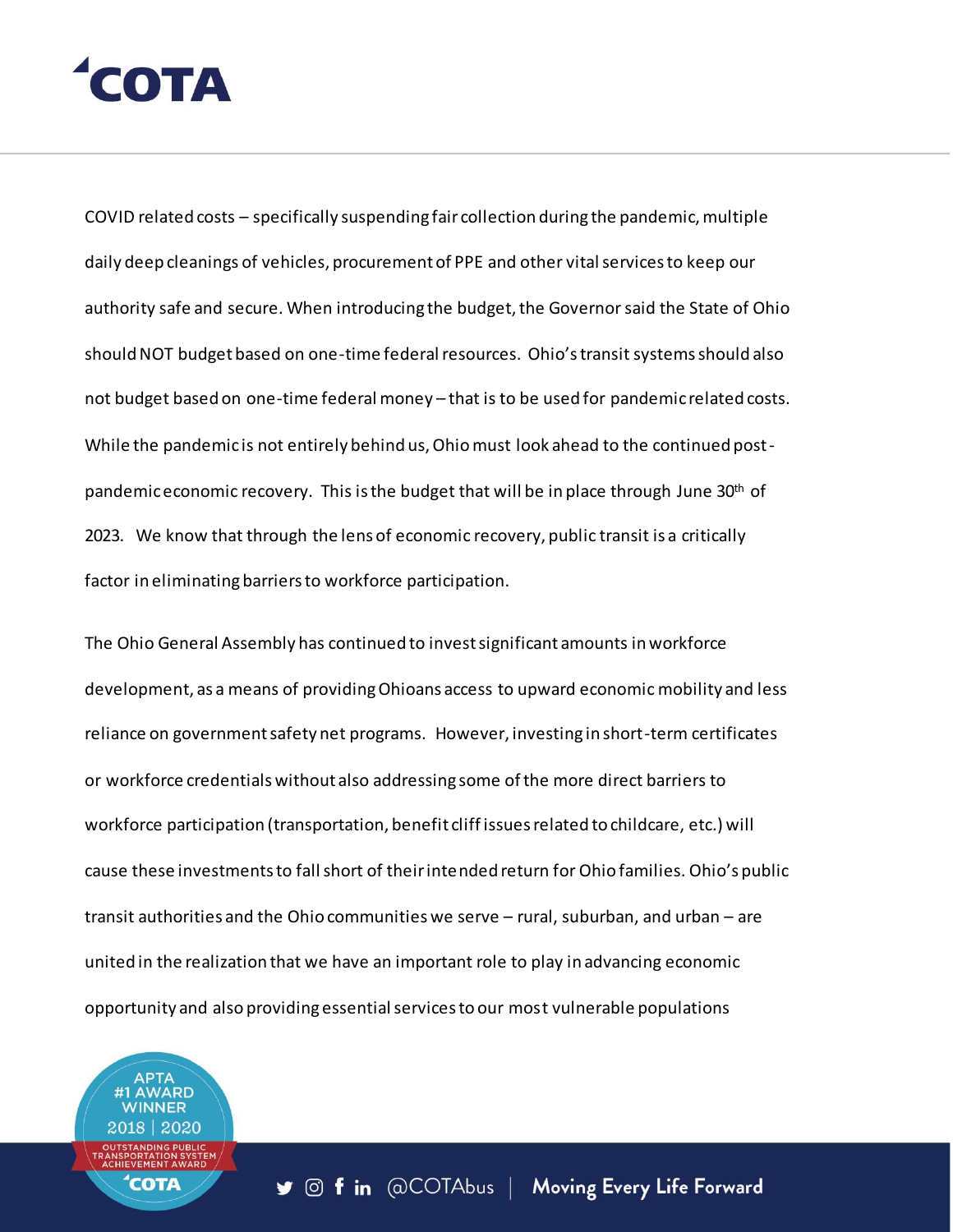COVID related costs – specifically suspending fair collection during the pandemic, multiple daily deep cleanings of vehicles, procurement of PPE and other vital services to keep our authority safe and secure. When introducing the budget, the Governor said the State of Ohio should NOT budget based on one-time federal resources. Ohio's transit systems should also not budget based on one-time federal money – that is to be used for pandemic related costs. While the pandemic is not entirely behind us, Ohio must look ahead to the continued post-pandemic economic recovery. This is the budget that will be in place through June 30th of 2023. We know that through the lens of economic recovery, public transit is a critically factor in eliminating barriers to workforce participation.

The Ohio General Assembly has continued to invest significant amounts in workforce development, as a means of providing Ohioans access to upward economic mobility and less reliance on government safety net programs. However, investing in short-term certificates or workforce credentials without also addressing some of the more direct barriers to workforce participation (transportation, benefit cliff issues related to childcare, etc.) will cause these investments to fall short of their intended return for Ohio families. Ohio's public transit authorities and the Ohio communities we serve – rural, suburban, and urban – are united in the realization that we have an important role to play in advancing economic opportunity and also providing essential services to our most vulnerable populations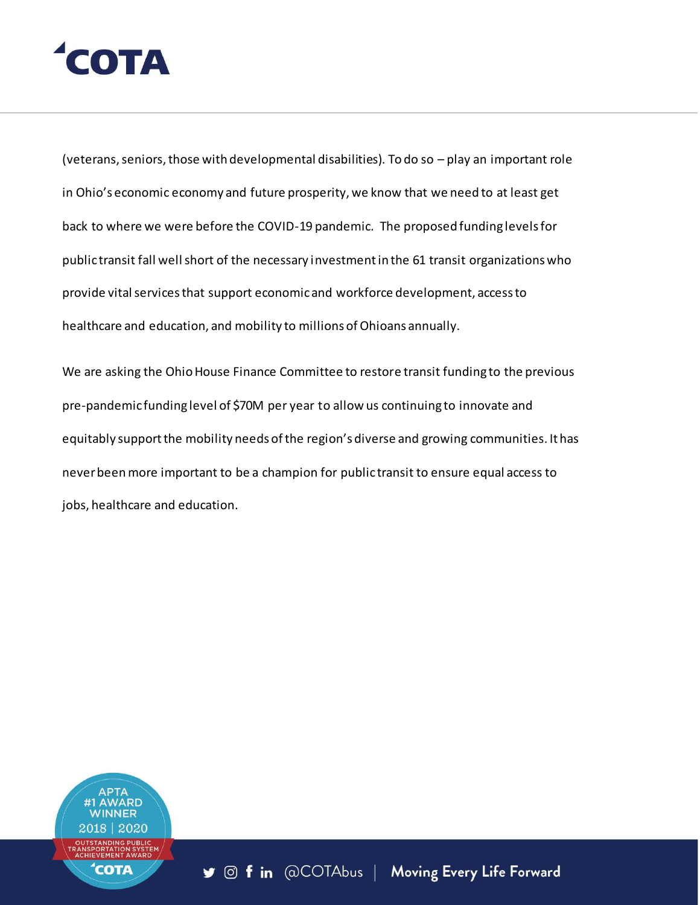(veterans, seniors, those with developmental disabilities). To do so – play an important role in Ohio's economic economy and future prosperity, we know that we need to at least get back to where we were before the COVID-19 pandemic. The proposed funding levels for public transit fall well short of the necessary investment in the 61 transit organizations who provide vital services that support economic and workforce development, access to healthcare and education, and mobility to millions of Ohioans annually.

We are asking the Ohio House Finance Committee to restore transit funding to the previous pre-pandemic funding level of $70M per year to allow us continuing to innovate and equitably support the mobility needs of the region's diverse and growing communities. It has never been more important to be a champion for public transit to ensure equal access to jobs, healthcare and education.